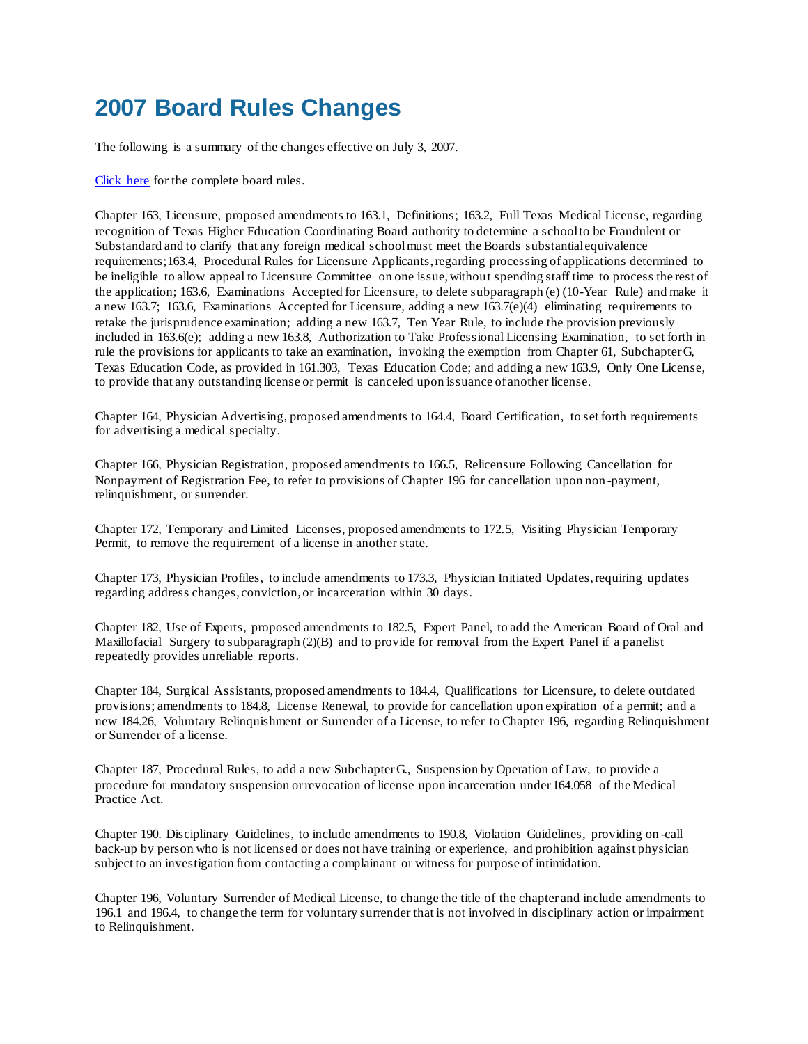# 2007 Board Rules Changes

The following is a summary of the changes effective on July 3, 2007.

Click here for the complete board rules.

Chapter 163, Licensure, proposed amendments to 163.1, Definitions; 163.2, Full Texas Medical License, regarding recognition of Texas Higher Education Coordinating Board authority to determine a school to be Fraudulent or Substandard and to clarify that any foreign medical school must meet the Boards substantial equivalence requirements;163.4, Procedural Rules for Licensure Applicants, regarding processing of applications determined to be ineligible to allow appeal to Licensure Committee on one issue, without spending staff time to process the rest of the application; 163.6, Examinations Accepted for Licensure, to delete subparagraph (e) (10-Year Rule) and make it a new 163.7; 163.6, Examinations Accepted for Licensure, adding a new 163.7(e)(4) eliminating requirements to retake the jurisprudence examination; adding a new 163.7, Ten Year Rule, to include the provision previously included in 163.6(e); adding a new 163.8, Authorization to Take Professional Licensing Examination, to set forth in rule the provisions for applicants to take an examination, invoking the exemption from Chapter 61, Subchapter G, Texas Education Code, as provided in 161.303, Texas Education Code; and adding a new 163.9, Only One License, to provide that any outstanding license or permit is canceled upon issuance of another license.

Chapter 164, Physician Advertising, proposed amendments to 164.4, Board Certification, to set forth requirements for advertising a medical specialty.

Chapter 166, Physician Registration, proposed amendments to 166.5, Relicensure Following Cancellation for Nonpayment of Registration Fee, to refer to provisions of Chapter 196 for cancellation upon non-payment, relinquishment, or surrender.

Chapter 172, Temporary and Limited Licenses, proposed amendments to 172.5, Visiting Physician Temporary Permit, to remove the requirement of a license in another state.

Chapter 173, Physician Profiles, to include amendments to 173.3, Physician Initiated Updates, requiring updates regarding address changes, conviction, or incarceration within 30 days.

Chapter 182, Use of Experts, proposed amendments to 182.5, Expert Panel, to add the American Board of Oral and Maxillofacial Surgery to subparagraph (2)(B) and to provide for removal from the Expert Panel if a panelist repeatedly provides unreliable reports.

Chapter 184, Surgical Assistants, proposed amendments to 184.4, Qualifications for Licensure, to delete outdated provisions; amendments to 184.8, License Renewal, to provide for cancellation upon expiration of a permit; and a new 184.26, Voluntary Relinquishment or Surrender of a License, to refer to Chapter 196, regarding Relinquishment or Surrender of a license.

Chapter 187, Procedural Rules, to add a new Subchapter G., Suspension by Operation of Law, to provide a procedure for mandatory suspension or revocation of license upon incarceration under 164.058 of the Medical Practice Act.

Chapter 190. Disciplinary Guidelines, to include amendments to 190.8, Violation Guidelines, providing on-call back-up by person who is not licensed or does not have training or experience, and prohibition against physician subject to an investigation from contacting a complainant or witness for purpose of intimidation.

Chapter 196, Voluntary Surrender of Medical License, to change the title of the chapter and include amendments to 196.1 and 196.4, to change the term for voluntary surrender that is not involved in disciplinary action or impairment to Relinquishment.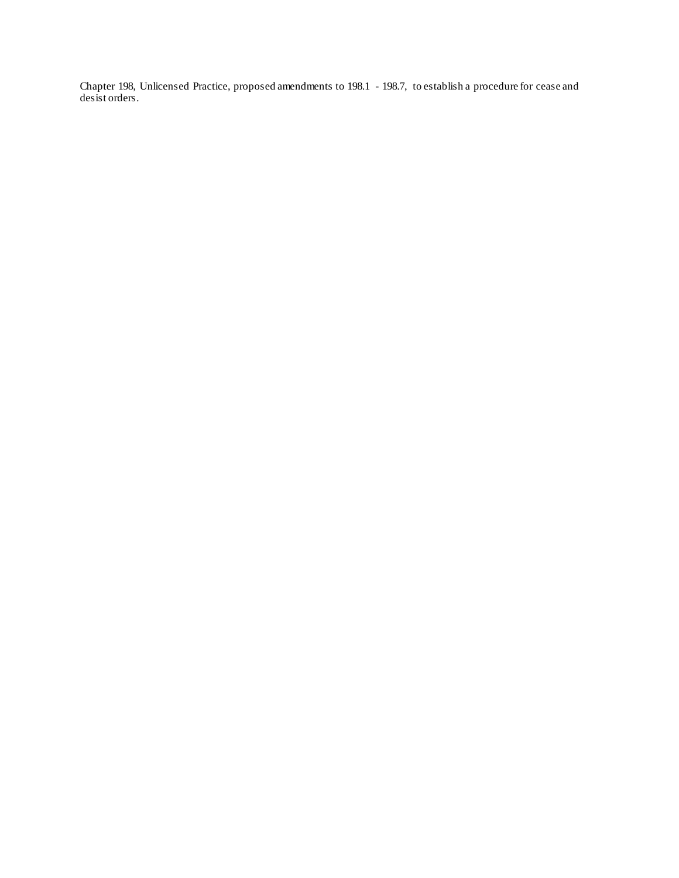Chapter 198, Unlicensed Practice, proposed amendments to 198.1 - 198.7, to establish a procedure for cease and desist orders.